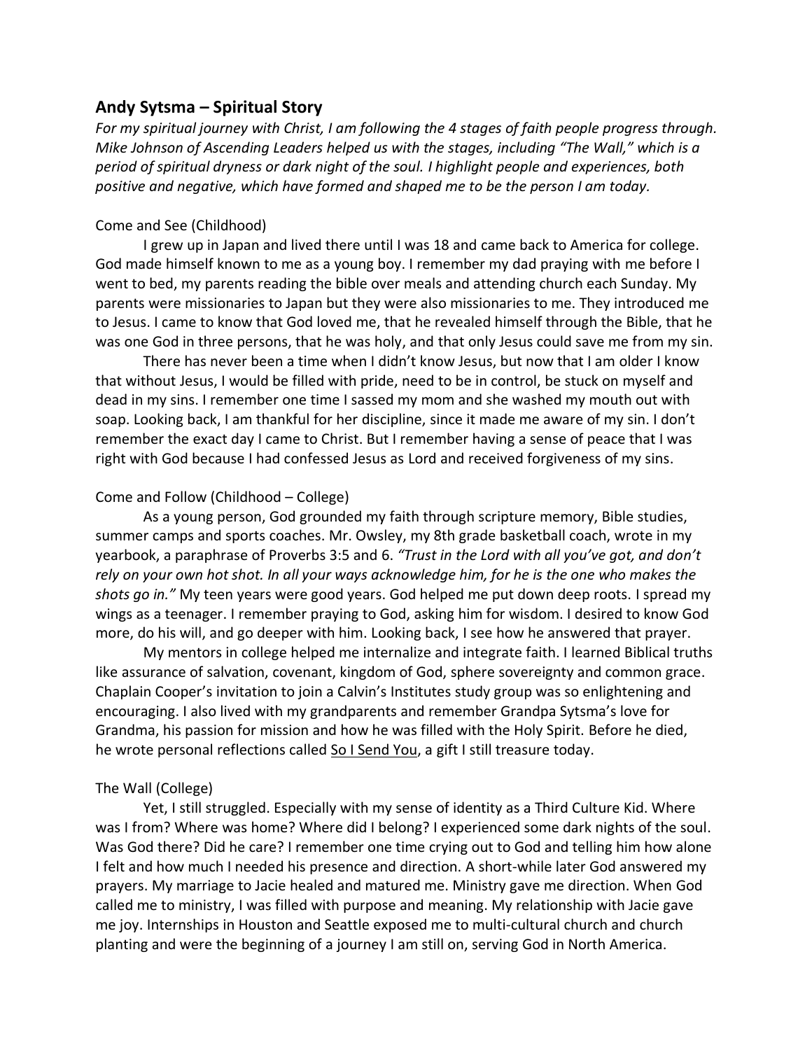## Andy Sytsma – Spiritual Story

*For my spiritual journey with Christ, I am following the 4 stages of faith people progress through. Mike Johnson of Ascending Leaders helped us with the stages, including "The Wall," which is a period of spiritual dryness or dark night of the soul. I highlight people and experiences, both positive and negative, which have formed and shaped me to be the person I am today.*

### Come and See (Childhood)

I grew up in Japan and lived there until I was 18 and came back to America for college. God made himself known to me as a young boy. I remember my dad praying with me before I went to bed, my parents reading the bible over meals and attending church each Sunday. My parents were missionaries to Japan but they were also missionaries to me. They introduced me to Jesus. I came to know that God loved me, that he revealed himself through the Bible, that he was one God in three persons, that he was holy, and that only Jesus could save me from my sin.

There has never been a time when I didn't know Jesus, but now that I am older I know that without Jesus, I would be filled with pride, need to be in control, be stuck on myself and dead in my sins. I remember one time I sassed my mom and she washed my mouth out with soap. Looking back, I am thankful for her discipline, since it made me aware of my sin. I don't remember the exact day I came to Christ. But I remember having a sense of peace that I was right with God because I had confessed Jesus as Lord and received forgiveness of my sins.

### Come and Follow (Childhood – College)

As a young person, God grounded my faith through scripture memory, Bible studies, summer camps and sports coaches. Mr. Owsley, my 8th grade basketball coach, wrote in my yearbook, a paraphrase of Proverbs 3:5 and 6. *"Trust in the Lord with all you've got, and don't rely on your own hot shot. In all your ways acknowledge him, for he is the one who makes the shots go in."* My teen years were good years. God helped me put down deep roots. I spread my wings as a teenager. I remember praying to God, asking him for wisdom. I desired to know God more, do his will, and go deeper with him. Looking back, I see how he answered that prayer.

My mentors in college helped me internalize and integrate faith. I learned Biblical truths like assurance of salvation, covenant, kingdom of God, sphere sovereignty and common grace. Chaplain Cooper's invitation to join a Calvin's Institutes study group was so enlightening and encouraging. I also lived with my grandparents and remember Grandpa Sytsma's love for Grandma, his passion for mission and how he was filled with the Holy Spirit. Before he died, he wrote personal reflections called <u>So I Send You</u>, a gift I still treasure today.

### The Wall (College)

Yet, I still struggled. Especially with my sense of identity as a Third Culture Kid. Where was I from? Where was home? Where did I belong? I experienced some dark nights of the soul. Was God there? Did he care? I remember one time crying out to God and telling him how alone I felt and how much I needed his presence and direction. A short-while later God answered my prayers. My marriage to Jacie healed and matured me. Ministry gave me direction. When God called me to ministry, I was filled with purpose and meaning. My relationship with Jacie gave me joy. Internships in Houston and Seattle exposed me to multi-cultural church and church planting and were the beginning of a journey I am still on, serving God in North America.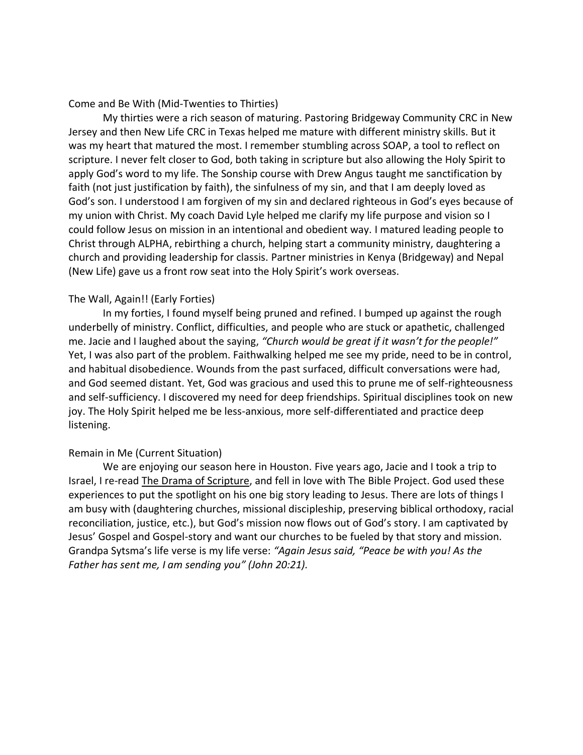## Come and Be With (Mid-Twenties to Thirties)

My thirties were a rich season of maturing. Pastoring Bridgeway Community CRC in New Jersey and then New Life CRC in Texas helped me mature with different ministry skills. But it was my heart that matured the most. I remember stumbling across SOAP, a tool to reflect on scripture. I never felt closer to God, both taking in scripture but also allowing the Holy Spirit to apply God's word to my life. The Sonship course with Drew Angus taught me sanctification by faith (not just justification by faith), the sinfulness of my sin, and that I am deeply loved as God's son. I understood I am forgiven of my sin and declared righteous in God's eyes because of my union with Christ. My coach David Lyle helped me clarify my life purpose and vision so I could follow Jesus on mission in an intentional and obedient way. I matured leading people to Christ through ALPHA, rebirthing a church, helping start a community ministry, daughtering a church and providing leadership for classis. Partner ministries in Kenya (Bridgeway) and Nepal (New Life) gave us a front row seat into the Holy Spirit's work overseas.

## The Wall, Again!! (Early Forties)

In my forties, I found myself being pruned and refined. I bumped up against the rough underbelly of ministry. Conflict, difficulties, and people who are stuck or apathetic, challenged me. Jacie and I laughed about the saying, *"Church would be great if it wasn't for the people!"* Yet, I was also part of the problem. Faithwalking helped me see my pride, need to be in control, and habitual disobedience. Wounds from the past surfaced, difficult conversations were had, and God seemed distant. Yet, God was gracious and used this to prune me of self-righteousness and self-sufficiency. I discovered my need for deep friendships. Spiritual disciplines took on new joy. The Holy Spirit helped me be less-anxious, more self-differentiated and practice deep listening.

## Remain in Me (Current Situation)

We are enjoying our season here in Houston. Five years ago, Jacie and I took a trip to Israel, I re-read <u>The Drama of Scripture</u>, and fell in love with The Bible Project. God used these experiences to put the spotlight on his one big story leading to Jesus. There are lots of things I am busy with (daughtering churches, missional discipleship, preserving biblical orthodoxy, racial reconciliation, justice, etc.), but God's mission now flows out of God's story. I am captivated by Jesus' Gospel and Gospel-story and want our churches to be fueled by that story and mission. Grandpa Sytsma's life verse is my life verse: *"Again Jesus said, "Peace be with you! As the Father has sent me, I am sending you" (John 20:21).*